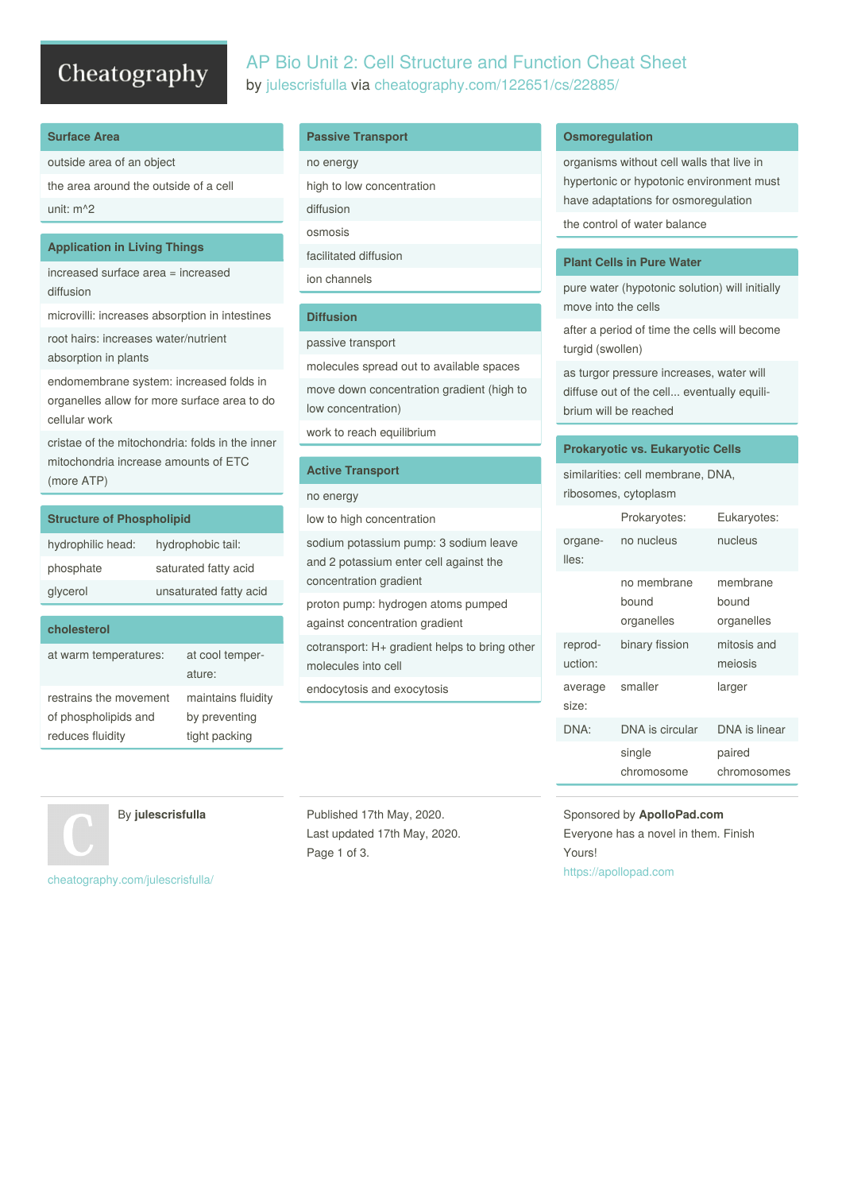# AP Bio Unit 2: Cell Structure and Function Cheat Sheet

by julescrisfulla via cheatography.com/122651/cs/22885/

## Surface Area

outside area of an object

the area around the outside of a cell

unit: m^2

## Application in Living Things

increased surface area = increased diffusion

microvilli: increases absorption in intestines

root hairs: increases water/nutrient absorption in plants

endomembrane system: increased folds in organelles allow for more surface area to do cellular work

cristae of the mitochondria: folds in the inner mitochondria increase amounts of ETC (more ATP)

## Structure of Phospholipid

| hydrophilic head: | hydrophobic tail: |
|---|---|
| phosphate | saturated fatty acid |
| glycerol | unsaturated fatty acid |

## cholesterol

| at warm temperatures: | at cool temperature: |
|---|---|
| restrains the movement of phospholipids and reduces fluidity | maintains fluidity by preventing tight packing |

## Passive Transport

no energy

high to low concentration

diffusion

osmosis

facilitated diffusion

ion channels

## Diffusion

passive transport

molecules spread out to available spaces

move down concentration gradient (high to low concentration)

work to reach equilibrium

## Active Transport

no energy

low to high concentration

sodium potassium pump: 3 sodium leave and 2 potassium enter cell against the concentration gradient

proton pump: hydrogen atoms pumped against concentration gradient

cotransport: H+ gradient helps to bring other molecules into cell

endocytosis and exocytosis

## Osmoregulation

organisms without cell walls that live in hypertonic or hypotonic environment must have adaptations for osmoregulation

the control of water balance

## Plant Cells in Pure Water

pure water (hypotonic solution) will initially move into the cells

after a period of time the cells will become turgid (swollen)

as turgor pressure increases, water will diffuse out of the cell... eventually equilibrium will be reached

## Prokaryotic vs. Eukaryotic Cells

similarities: cell membrane, DNA, ribosomes, cytoplasm

| | Prokaryotes: | Eukaryotes: |
|---|---|---|
| organelles: | no nucleus | nucleus |
| | no membrane bound organelles | membrane bound organelles |
| reproduction: | binary fission | mitosis and meiosis |
| average size: | smaller | larger |
| DNA: | DNA is circular | DNA is linear |
| | single chromosome | paired chromosomes |

By **julescrisfulla**

cheatography.com/julescrisfulla/

Published 17th May, 2020.
Last updated 17th May, 2020.

Sponsored by **ApolloPad.com**
Everyone has a novel in them. Finish Yours!
https://apollopad.com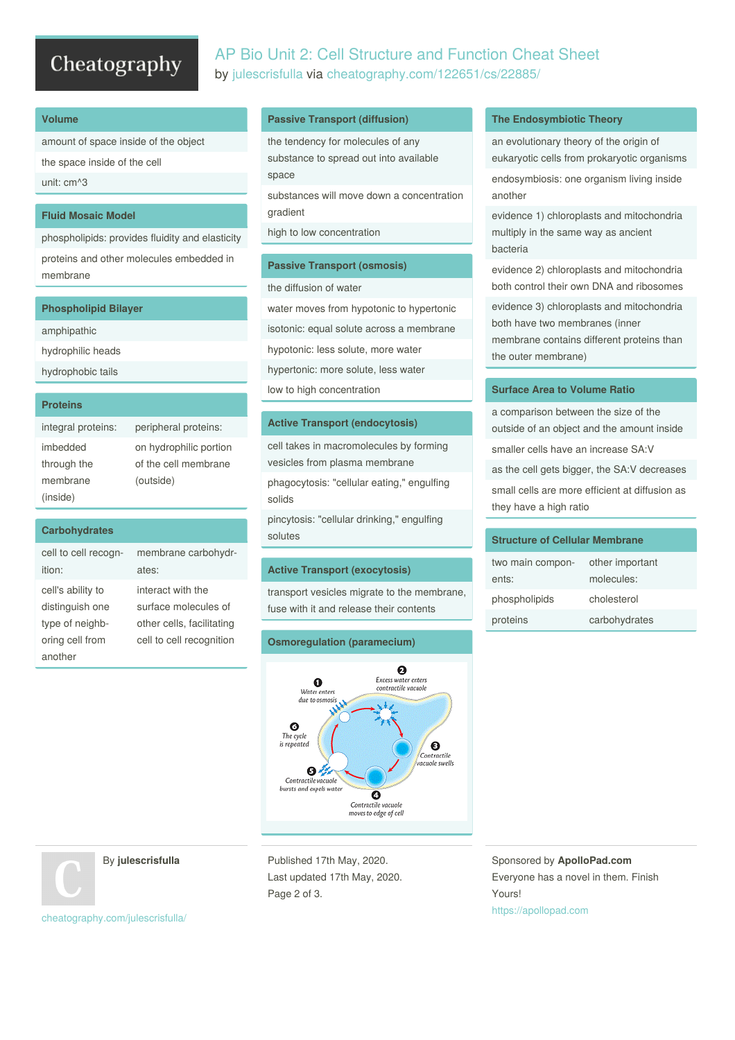# AP Bio Unit 2: Cell Structure and Function Cheat Sheet

by julescrisfulla via cheatography.com/122651/cs/22885/

## Volume

amount of space inside of the object

the space inside of the cell

unit: cm^3

## Fluid Mosaic Model

phospholipids: provides fluidity and elasticity

proteins and other molecules embedded in membrane

## Phospholipid Bilayer

amphipathic

hydrophilic heads

hydrophobic tails

## Proteins

| integral proteins: | peripheral proteins: |
|---|---|
| imbedded through the membrane (inside) | on hydrophilic portion of the cell membrane (outside) |

## Carbohydrates

| cell to cell recognition: | membrane carbohydrates: |
|---|---|
| cell's ability to distinguish one type of neighboring cell from another | interact with the surface molecules of other cells, facilitating cell to cell recognition |

## Passive Transport (diffusion)

the tendency for molecules of any substance to spread out into available space

substances will move down a concentration gradient

high to low concentration

## Passive Transport (osmosis)

the diffusion of water

water moves from hypotonic to hypertonic

isotonic: equal solute across a membrane

hypotonic: less solute, more water

hypertonic: more solute, less water

low to high concentration

## Active Transport (endocytosis)

cell takes in macromolecules by forming vesicles from plasma membrane

phagocytosis: "cellular eating," engulfing solids

pincytosis: "cellular drinking," engulfing solutes

## Active Transport (exocytosis)

transport vesicles migrate to the membrane, fuse with it and release their contents

## Osmoregulation (paramecium)

1. Water enters due to osmosis
2. Excess water enters contractile vacuole
3. Contractile vacuole swells
4. Contractile vacuole moves to edge of cell
5. Contractile vacuole bursts and expels water
6. The cycle is repeated

## The Endosymbiotic Theory

an evolutionary theory of the origin of eukaryotic cells from prokaryotic organisms

endosymbiosis: one organism living inside another

evidence 1) chloroplasts and mitochondria multiply in the same way as ancient bacteria

evidence 2) chloroplasts and mitochondria both control their own DNA and ribosomes

evidence 3) chloroplasts and mitochondria both have two membranes (inner membrane contains different proteins than the outer membrane)

## Surface Area to Volume Ratio

a comparison between the size of the outside of an object and the amount inside

smaller cells have an increase SA:V

as the cell gets bigger, the SA:V decreases

small cells are more efficient at diffusion as they have a high ratio

## Structure of Cellular Membrane

| two main components: | other important molecules: |
|---|---|
| phospholipids | cholesterol |
| proteins | carbohydrates |

By **julescrisfulla**

cheatography.com/julescrisfulla/

Published 17th May, 2020.
Last updated 17th May, 2020.

Sponsored by **ApolloPad.com**
Everyone has a novel in them. Finish Yours!
https://apollopad.com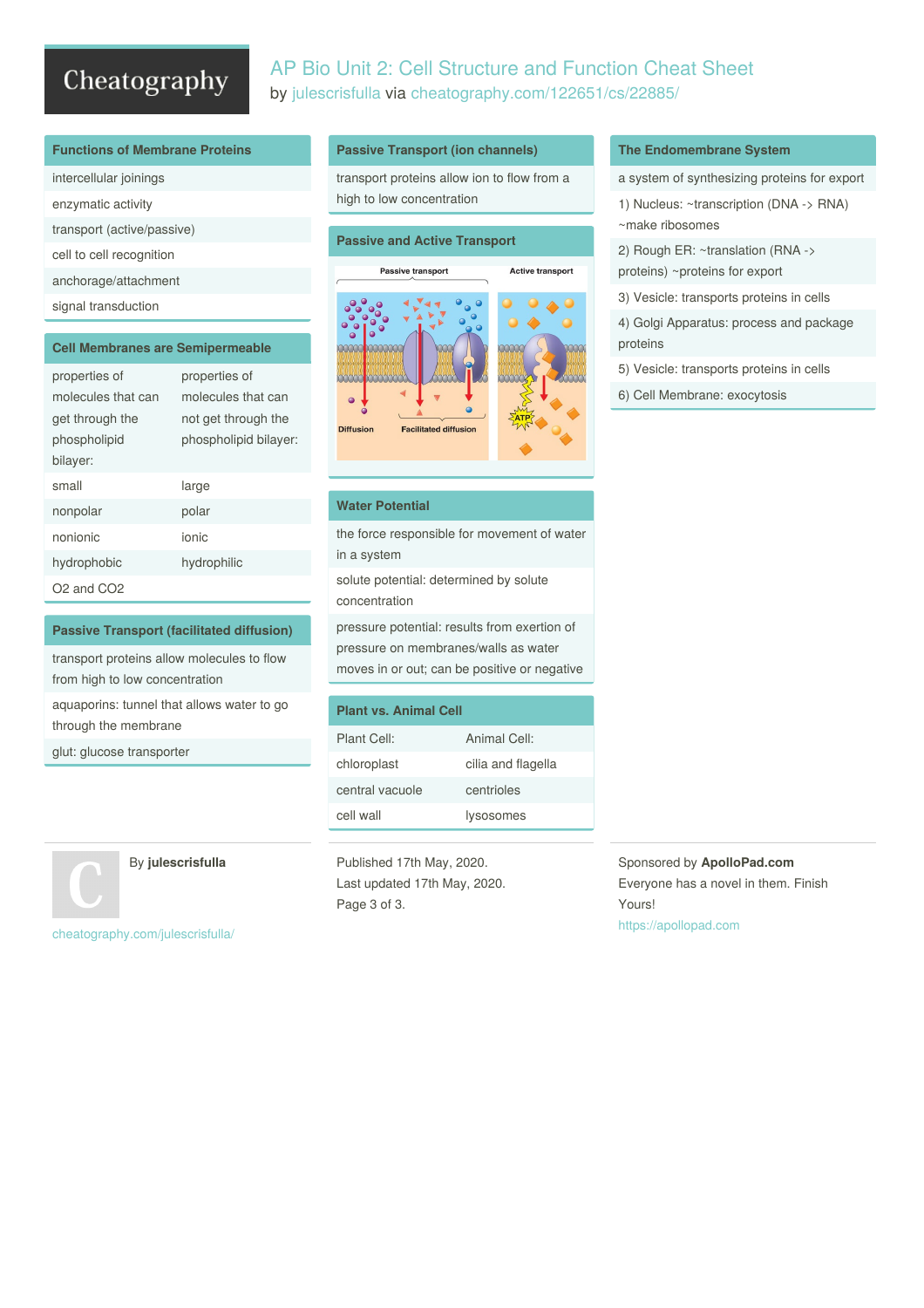# AP Bio Unit 2: Cell Structure and Function Cheat Sheet

by julescrisfulla via cheatography.com/122651/cs/22885/

## Functions of Membrane Proteins

- intercellular joinings
- enzymatic activity
- transport (active/passive)
- cell to cell recognition
- anchorage/attachment
- signal transduction

## Cell Membranes are Semipermeable

| properties of molecules that can get through the phospholipid bilayer: | properties of molecules that can not get through the phospholipid bilayer: |
|---|---|
| small | large |
| nonpolar | polar |
| nonionic | ionic |
| hydrophobic | hydrophilic |
| $O_2$ and $CO_2$ | |

## Passive Transport (facilitated diffusion)

- transport proteins allow molecules to flow from high to low concentration
- aquaporins: tunnel that allows water to go through the membrane
- glut: glucose transporter

## Passive Transport (ion channels)

transport proteins allow ion to flow from a high to low concentration

## Passive and Active Transport

Passive transport
Active transport
Diffusion
Facilitated diffusion
ATP

## Water Potential

- the force responsible for movement of water in a system
- solute potential: determined by solute concentration
- pressure potential: results from exertion of pressure on membranes/walls as water moves in or out; can be positive or negative

## Plant vs. Animal Cell

| Plant Cell: | Animal Cell: |
|---|---|
| chloroplast | cilia and flagella |
| central vacuole | centrioles |
| cell wall | lysosomes |

## The Endomembrane System

a system of synthesizing proteins for export

1) Nucleus: ~transcription (DNA -> RNA) ~make ribosomes
2) Rough ER: ~translation (RNA -> proteins) ~proteins for export
3) Vesicle: transports proteins in cells
4) Golgi Apparatus: process and package proteins
5) Vesicle: transports proteins in cells
6) Cell Membrane: exocytosis

By **julescrisfulla**
cheatography.com/julescrisfulla/

Published 17th May, 2020.
Last updated 17th May, 2020.

Sponsored by **ApolloPad.com**
Everyone has a novel in them. Finish Yours!
https://apollopad.com